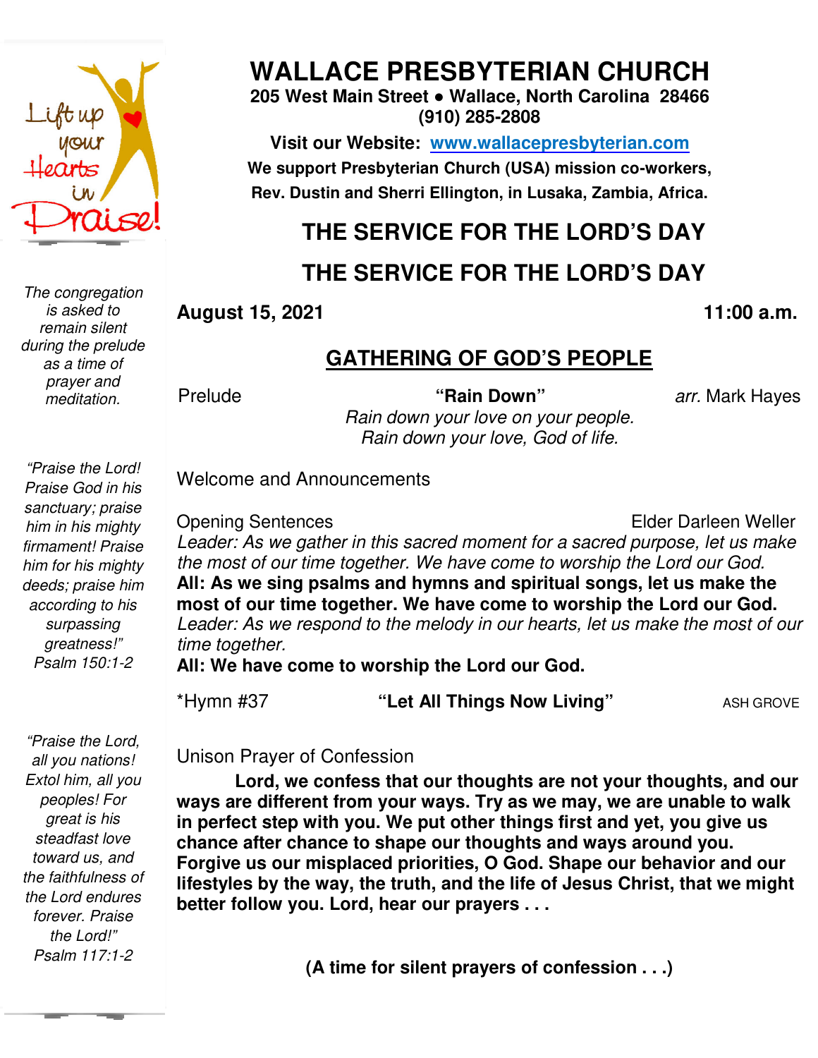# WALLACE PRESBYTERIAN CHURCH

**205 West Main Street ● Wallace, North Carolina 28466**
**(910) 285-2808**

**Visit our Website: [www.wallacepresbyterian.com](http://www.wallacepresbyterian.com)**

**We support Presbyterian Church (USA) mission co-workers, Rev. Dustin and Sherri Ellington, in Lusaka, Zambia, Africa.**

## THE SERVICE FOR THE LORD'S DAY

## THE SERVICE FOR THE LORD'S DAY

**August 15, 2021** **11:00 a.m.**

*The congregation is asked to remain silent during the prelude as a time of prayer and meditation.*

*"Praise the Lord! Praise God in his sanctuary; praise him in his mighty firmament! Praise him for his mighty deeds; praise him according to his surpassing greatness!"* Psalm 150:1-2

*"Praise the Lord, all you nations! Extol him, all you peoples! For great is his steadfast love toward us, and the faithfulness of the Lord endures forever. Praise the Lord!"* Psalm 117:1-2

## GATHERING OF GOD'S PEOPLE

Prelude **"Rain Down"** *arr.* Mark Hayes

*Rain down your love on your people.*
*Rain down your love, God of life.*

Welcome and Announcements

Opening Sentences Elder Darleen Weller

*Leader: As we gather in this sacred moment for a sacred purpose, let us make the most of our time together. We have come to worship the Lord our God.*

**All: As we sing psalms and hymns and spiritual songs, let us make the most of our time together. We have come to worship the Lord our God.**

*Leader: As we respond to the melody in our hearts, let us make the most of our time together.*

**All: We have come to worship the Lord our God.**

*Hymn #37 **"Let All Things Now Living"** ASH GROVE

Unison Prayer of Confession

**Lord, we confess that our thoughts are not your thoughts, and our ways are different from your ways. Try as we may, we are unable to walk in perfect step with you. We put other things first and yet, you give us chance after chance to shape our thoughts and ways around you. Forgive us our misplaced priorities, O God. Shape our behavior and our lifestyles by the way, the truth, and the life of Jesus Christ, that we might better follow you. Lord, hear our prayers . . .**

**(A time for silent prayers of confession . . .)**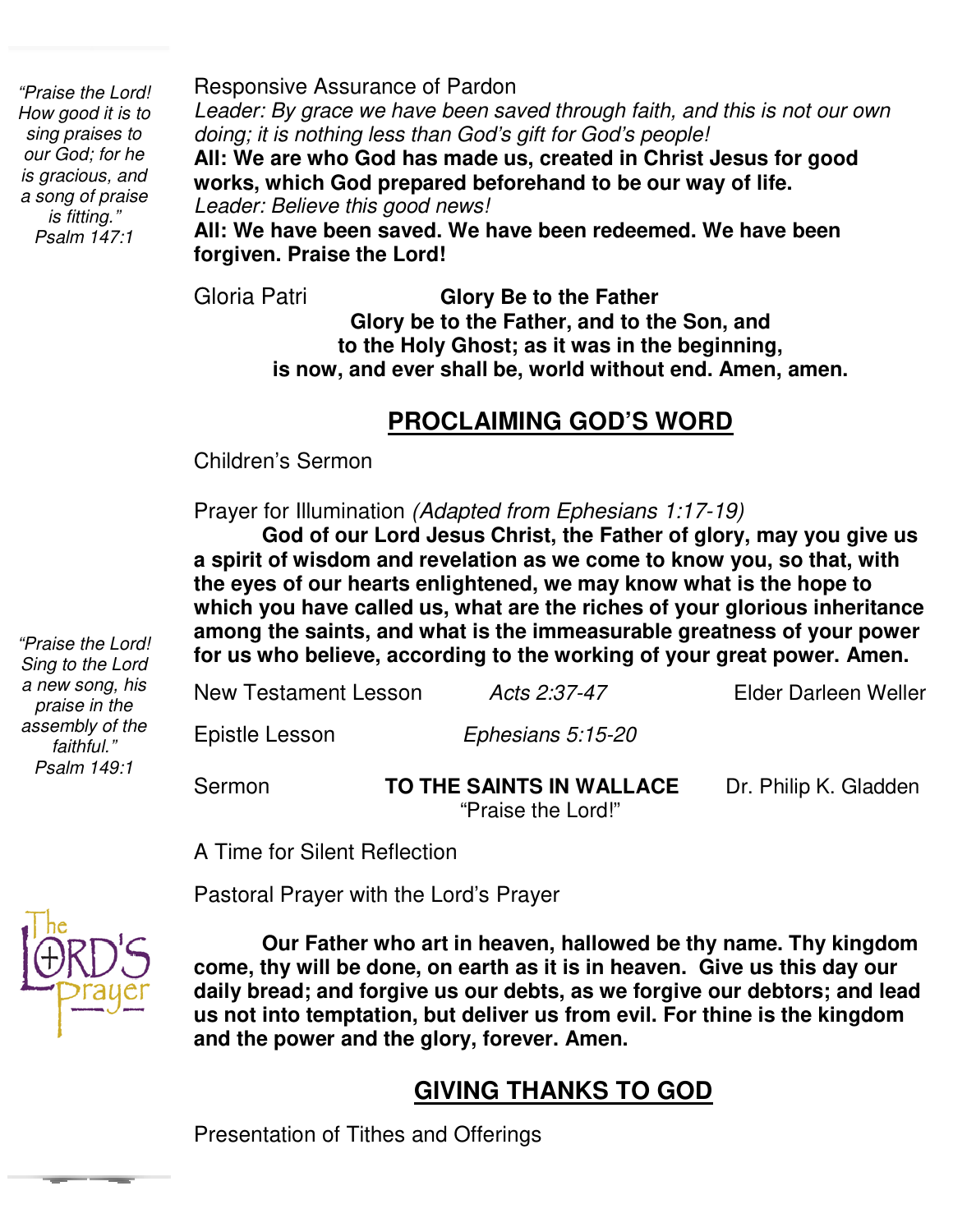*"Praise the Lord! How good it is to sing praises to our God; for he is gracious, and a song of praise is fitting." Psalm 147:1*

Responsive Assurance of Pardon

*Leader: By grace we have been saved through faith, and this is not our own doing; it is nothing less than God's gift for God's people!*

**All: We are who God has made us, created in Christ Jesus for good works, which God prepared beforehand to be our way of life.**

*Leader: Believe this good news!*

**All: We have been saved. We have been redeemed. We have been forgiven. Praise the Lord!**

Gloria Patri **Glory Be to the Father**

**Glory be to the Father, and to the Son, and to the Holy Ghost; as it was in the beginning, is now, and ever shall be, world without end. Amen, amen.**

## PROCLAIMING GOD'S WORD

Children's Sermon

Prayer for Illumination *(Adapted from Ephesians 1:17-19)*

**God of our Lord Jesus Christ, the Father of glory, may you give us a spirit of wisdom and revelation as we come to know you, so that, with the eyes of our hearts enlightened, we may know what is the hope to which you have called us, what are the riches of your glorious inheritance among the saints, and what is the immeasurable greatness of your power for us who believe, according to the working of your great power. Amen.**

*"Praise the Lord! Sing to the Lord a new song, his praise in the assembly of the faithful." Psalm 149:1*

New Testament Lesson *Acts 2:37-47* Elder Darleen Weller

Epistle Lesson *Ephesians 5:15-20*

Sermon **TO THE SAINTS IN WALLACE** Dr. Philip K. Gladden
"Praise the Lord!"

A Time for Silent Reflection

Pastoral Prayer with the Lord's Prayer

**Our Father who art in heaven, hallowed be thy name. Thy kingdom come, thy will be done, on earth as it is in heaven. Give us this day our daily bread; and forgive us our debts, as we forgive our debtors; and lead us not into temptation, but deliver us from evil. For thine is the kingdom and the power and the glory, forever. Amen.**

## GIVING THANKS TO GOD

Presentation of Tithes and Offerings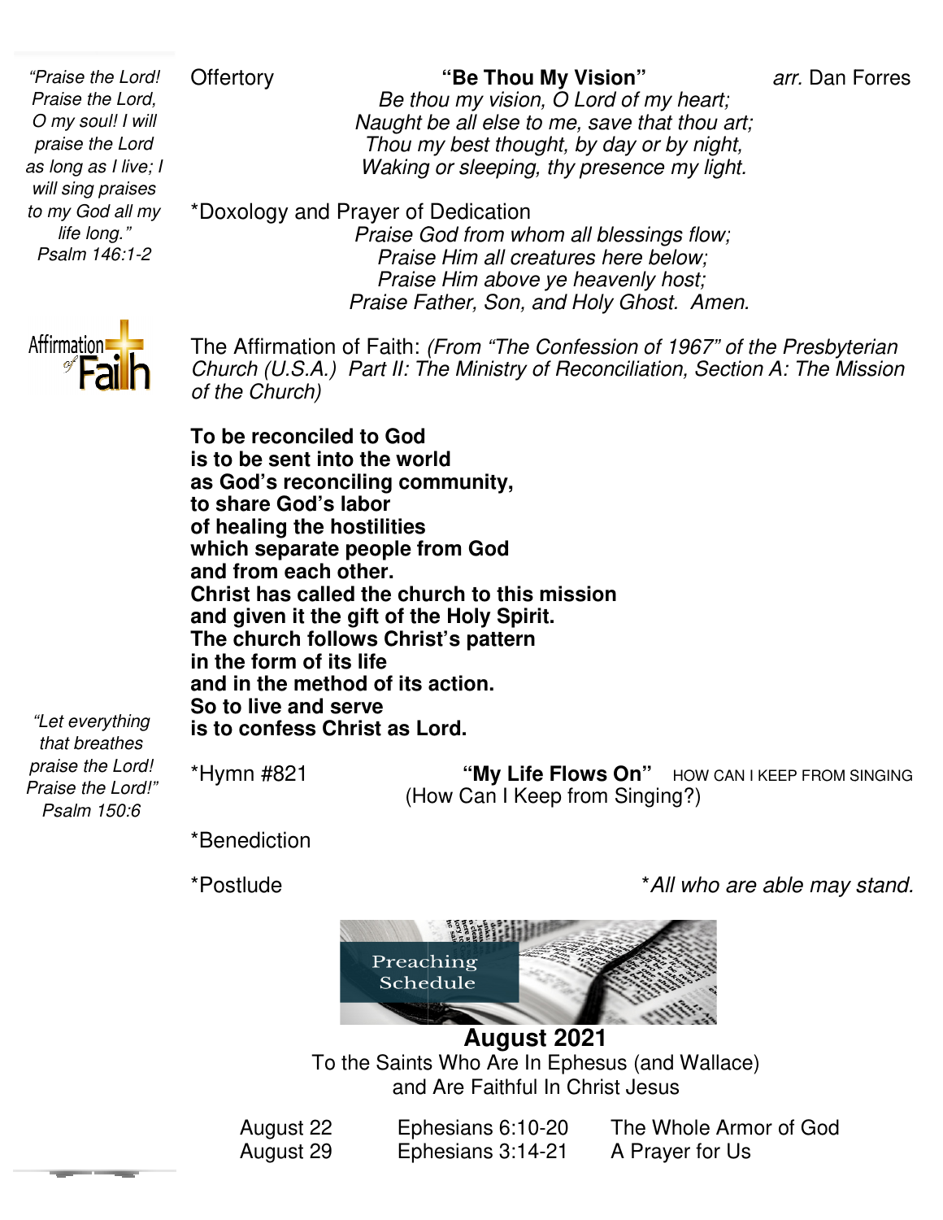*"Praise the Lord! Praise the Lord, O my soul! I will praise the Lord as long as I live; I will sing praises to my God all my life long."*
*Psalm 146:1-2*

Offertory **"Be Thou My Vision"** *arr.* Dan Forres

*Be thou my vision, O Lord of my heart;*
*Naught be all else to me, save that thou art;*
*Thou my best thought, by day or by night,*
*Waking or sleeping, thy presence my light.*

*Doxology and Prayer of Dedication

*Praise God from whom all blessings flow;*
*Praise Him all creatures here below;*
*Praise Him above ye heavenly host;*
*Praise Father, Son, and Holy Ghost. Amen.*

The Affirmation of Faith: *(From "The Confession of 1967" of the Presbyterian Church (U.S.A.) Part II: The Ministry of Reconciliation, Section A: The Mission of the Church)*

**To be reconciled to God**
**is to be sent into the world**
**as God's reconciling community,**
**to share God's labor**
**of healing the hostilities**
**which separate people from God**
**and from each other.**
**Christ has called the church to this mission**
**and given it the gift of the Holy Spirit.**
**The church follows Christ's pattern**
**in the form of its life**
**and in the method of its action.**
**So to live and serve**
**is to confess Christ as Lord.**

*"Let everything that breathes praise the Lord! Praise the Lord!"*
*Psalm 150:6*

*Hymn #821 **"My Life Flows On"** HOW CAN I KEEP FROM SINGING
(How Can I Keep from Singing?)

*Benediction

*Postlude *\*All who are able may stand.*

Preaching Schedule

**August 2021**

To the Saints Who Are In Ephesus (and Wallace)
and Are Faithful In Christ Jesus

| | | |
|---|---|---|
| August 22 | Ephesians 6:10-20 | The Whole Armor of God |
| August 29 | Ephesians 3:14-21 | A Prayer for Us |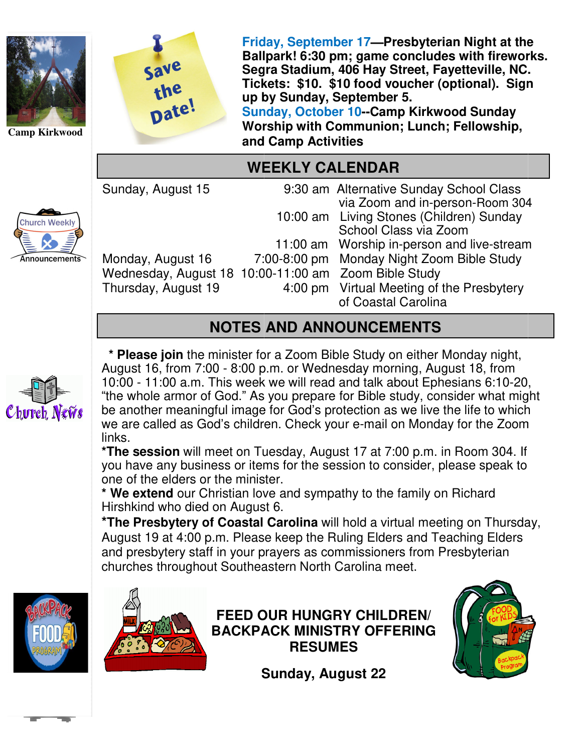Camp Kirkwood

**Friday, September 17—Presbyterian Night at the Ballpark! 6:30 pm; game concludes with fireworks. Segra Stadium, 406 Hay Street, Fayetteville, NC. Tickets: $10. $10 food voucher (optional). Sign up by Sunday, September 5.**

**Sunday, October 10--Camp Kirkwood Sunday Worship with Communion; Lunch; Fellowship, and Camp Activities**

## WEEKLY CALENDAR

| | | |
|---|---|---|
| Sunday, August 15 | 9:30 am | Alternative Sunday School Class via Zoom and in-person-Room 304 |
| | 10:00 am | Living Stones (Children) Sunday School Class via Zoom |
| | 11:00 am | Worship in-person and live-stream |
| Monday, August 16 | 7:00-8:00 pm | Monday Night Zoom Bible Study |
| Wednesday, August 18 | 10:00-11:00 am | Zoom Bible Study |
| Thursday, August 19 | 4:00 pm | Virtual Meeting of the Presbytery of Coastal Carolina |

## NOTES AND ANNOUNCEMENTS

* **Please join** the minister for a Zoom Bible Study on either Monday night, August 16, from 7:00 - 8:00 p.m. or Wednesday morning, August 18, from 10:00 - 11:00 a.m. This week we will read and talk about Ephesians 6:10-20, "the whole armor of God." As you prepare for Bible study, consider what might be another meaningful image for God's protection as we live the life to which we are called as God's children. Check your e-mail on Monday for the Zoom links.

***The session** will meet on Tuesday, August 17 at 7:00 p.m. in Room 304. If you have any business or items for the session to consider, please speak to one of the elders or the minister.

* **We extend** our Christian love and sympathy to the family on Richard Hirshkind who died on August 6.

***The Presbytery of Coastal Carolina** will hold a virtual meeting on Thursday, August 19 at 4:00 p.m. Please keep the Ruling Elders and Teaching Elders and presbytery staff in your prayers as commissioners from Presbyterian churches throughout Southeastern North Carolina meet.

**FEED OUR HUNGRY CHILDREN/ BACKPACK MINISTRY OFFERING RESUMES**

**Sunday, August 22**